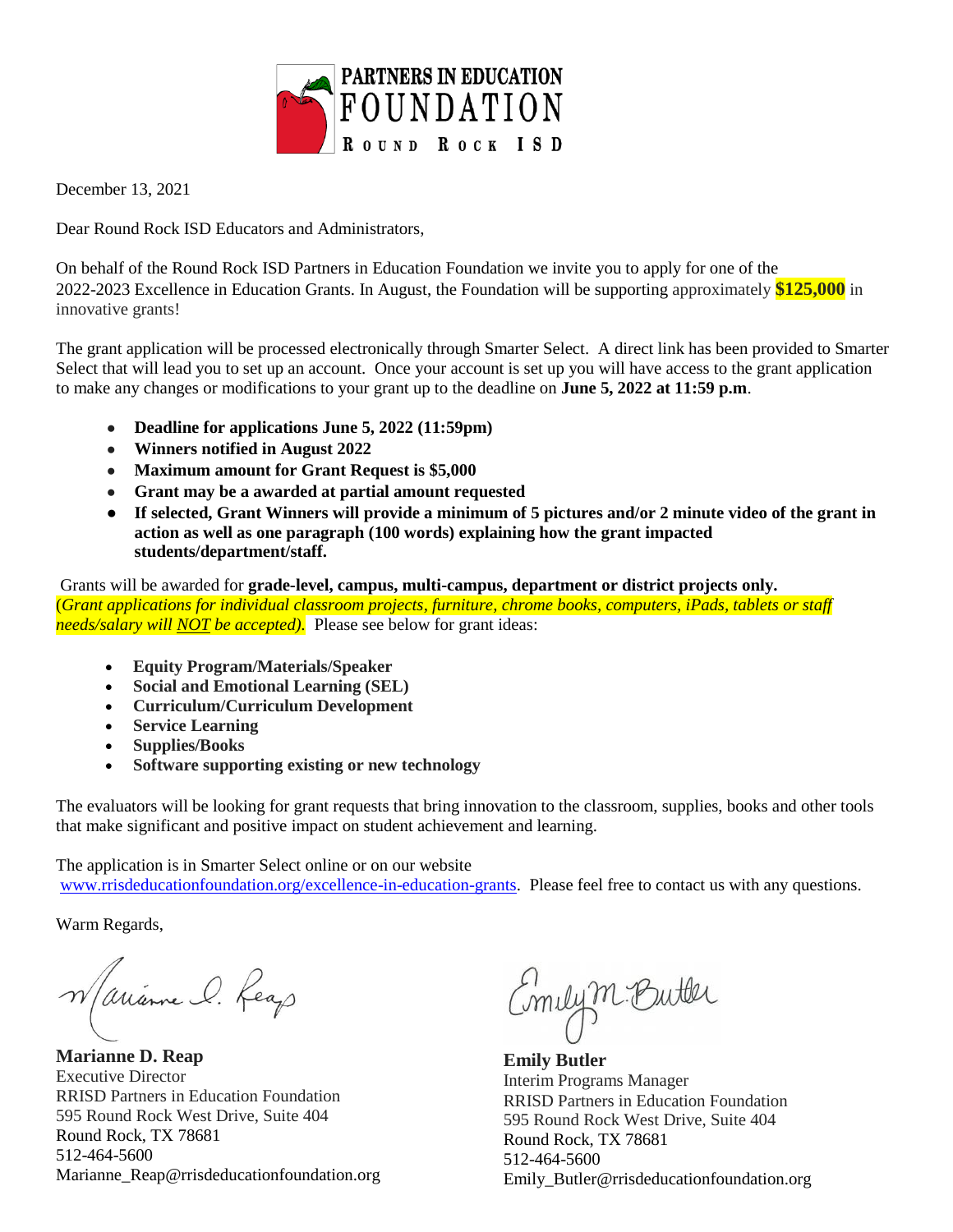**PARTNERS IN EDUCATION FOUNDATION**
**ROUND ROCK ISD**

December 13, 2021

Dear Round Rock ISD Educators and Administrators,

On behalf of the Round Rock ISD Partners in Education Foundation we invite you to apply for one of the 2022-2023 Excellence in Education Grants. In August, the Foundation will be supporting approximately **$125,000** in innovative grants!

The grant application will be processed electronically through Smarter Select. A direct link has been provided to Smarter Select that will lead you to set up an account. Once your account is set up you will have access to the grant application to make any changes or modifications to your grant up to the deadline on **June 5, 2022 at 11:59 p.m**.

- **Deadline for applications June 5, 2022 (11:59pm)**
- **Winners notified in August 2022**
- **Maximum amount for Grant Request is $5,000**
- **Grant may be a awarded at partial amount requested**
- **If selected, Grant Winners will provide a minimum of 5 pictures and/or 2 minute video of the grant in action as well as one paragraph (100 words) explaining how the grant impacted students/department/staff.**

Grants will be awarded for **grade-level, campus, multi-campus, department or district projects only.** (*Grant applications for individual classroom projects, furniture, chrome books, computers, iPads, tablets or staff needs/salary will NOT be accepted).* Please see below for grant ideas:

- **Equity Program/Materials/Speaker**
- **Social and Emotional Learning (SEL)**
- **Curriculum/Curriculum Development**
- **Service Learning**
- **Supplies/Books**
- **Software supporting existing or new technology**

The evaluators will be looking for grant requests that bring innovation to the classroom, supplies, books and other tools that make significant and positive impact on student achievement and learning.

The application is in Smarter Select online or on our website www.rrisdeducationfoundation.org/excellence-in-education-grants. Please feel free to contact us with any questions.

Warm Regards,

**Marianne D. Reap**
Executive Director
RRISD Partners in Education Foundation
595 Round Rock West Drive, Suite 404
Round Rock, TX 78681
512-464-5600
Marianne_Reap@rrisdeducationfoundation.org

**Emily Butler**
Interim Programs Manager
RRISD Partners in Education Foundation
595 Round Rock West Drive, Suite 404
Round Rock, TX 78681
512-464-5600
Emily_Butler@rrisdeducationfoundation.org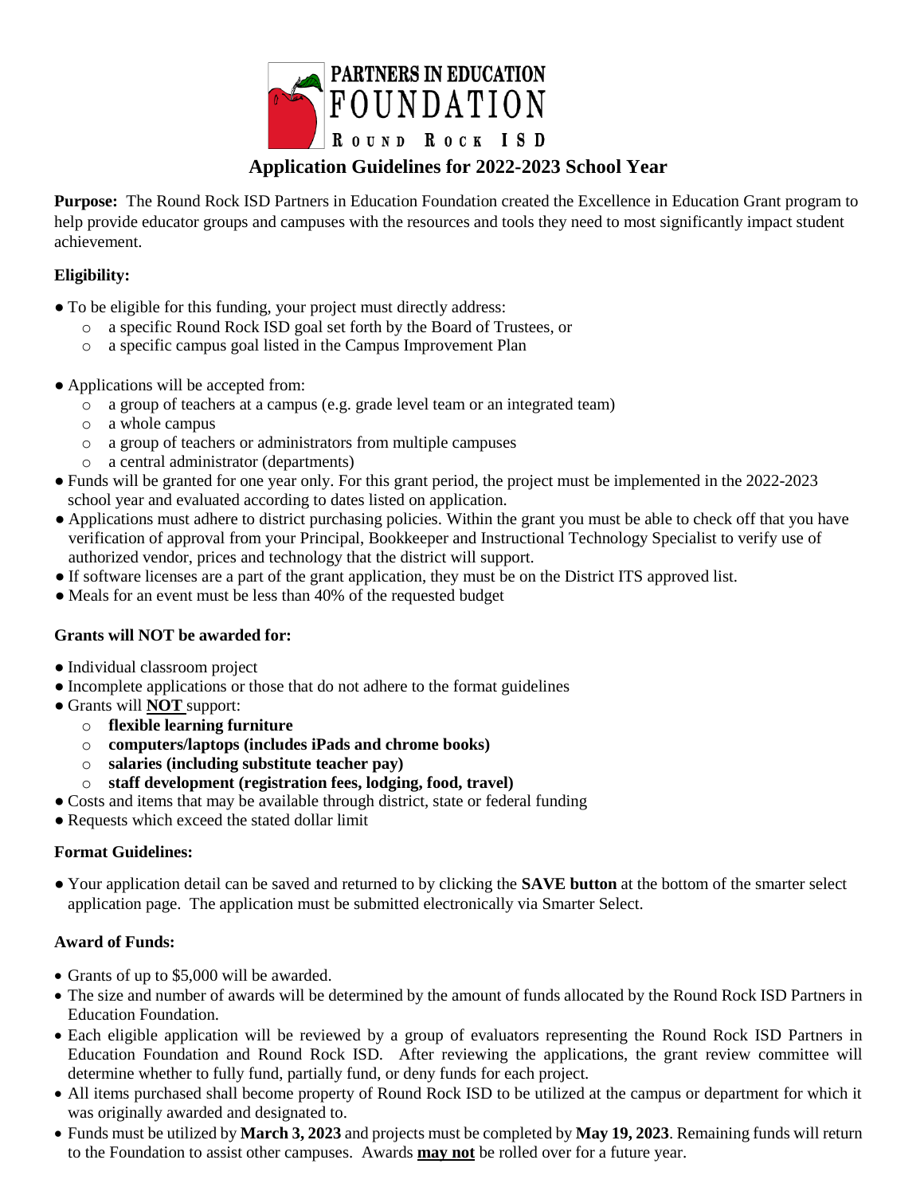**PARTNERS IN EDUCATION FOUNDATION**
**ROUND ROCK ISD**

# Application Guidelines for 2022-2023 School Year

**Purpose:** The Round Rock ISD Partners in Education Foundation created the Excellence in Education Grant program to help provide educator groups and campuses with the resources and tools they need to most significantly impact student achievement.

**Eligibility:**

- To be eligible for this funding, your project must directly address:
  - a specific Round Rock ISD goal set forth by the Board of Trustees, or
  - a specific campus goal listed in the Campus Improvement Plan
- Applications will be accepted from:
  - a group of teachers at a campus (e.g. grade level team or an integrated team)
  - a whole campus
  - a group of teachers or administrators from multiple campuses
  - a central administrator (departments)
- Funds will be granted for one year only. For this grant period, the project must be implemented in the 2022-2023 school year and evaluated according to dates listed on application.
- Applications must adhere to district purchasing policies. Within the grant you must be able to check off that you have verification of approval from your Principal, Bookkeeper and Instructional Technology Specialist to verify use of authorized vendor, prices and technology that the district will support.
- If software licenses are a part of the grant application, they must be on the District ITS approved list.
- Meals for an event must be less than 40% of the requested budget

**Grants will NOT be awarded for:**

- Individual classroom project
- Incomplete applications or those that do not adhere to the format guidelines
- Grants will **NOT** support:
  - **flexible learning furniture**
  - **computers/laptops (includes iPads and chrome books)**
  - **salaries (including substitute teacher pay)**
  - **staff development (registration fees, lodging, food, travel)**
- Costs and items that may be available through district, state or federal funding
- Requests which exceed the stated dollar limit

**Format Guidelines:**

- Your application detail can be saved and returned to by clicking the **SAVE button** at the bottom of the smarter select application page. The application must be submitted electronically via Smarter Select.

**Award of Funds:**

- Grants of up to $5,000 will be awarded.
- The size and number of awards will be determined by the amount of funds allocated by the Round Rock ISD Partners in Education Foundation.
- Each eligible application will be reviewed by a group of evaluators representing the Round Rock ISD Partners in Education Foundation and Round Rock ISD. After reviewing the applications, the grant review committee will determine whether to fully fund, partially fund, or deny funds for each project.
- All items purchased shall become property of Round Rock ISD to be utilized at the campus or department for which it was originally awarded and designated to.
- Funds must be utilized by **March 3, 2023** and projects must be completed by **May 19, 2023**. Remaining funds will return to the Foundation to assist other campuses. Awards **may not** be rolled over for a future year.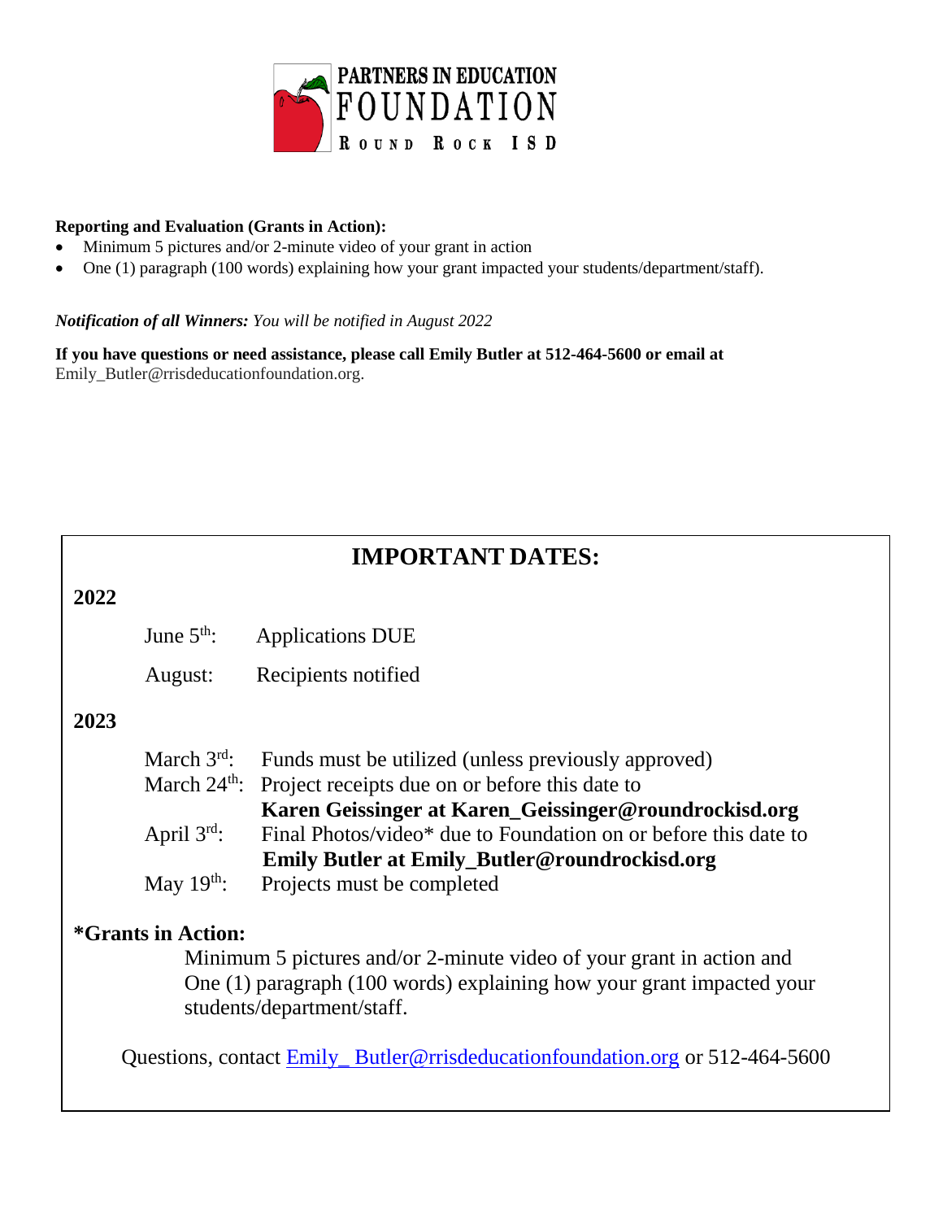PARTNERS IN EDUCATION FOUNDATION
ROUND ROCK ISD

**Reporting and Evaluation (Grants in Action):**

- Minimum 5 pictures and/or 2-minute video of your grant in action
- One (1) paragraph (100 words) explaining how your grant impacted your students/department/staff).

***Notification of all Winners:*** *You will be notified in August 2022*

**If you have questions or need assistance, please call Emily Butler at 512-464-5600 or email at** Emily_Butler@rrisdeducationfoundation.org.

## IMPORTANT DATES:

**2022**

June 5th: Applications DUE

August: Recipients notified

**2023**

March 3rd: Funds must be utilized (unless previously approved)
March 24th: Project receipts due on or before this date to **Karen Geissinger at Karen_Geissinger@roundrockisd.org**
April 3rd: Final Photos/video* due to Foundation on or before this date to **Emily Butler at Emily_Butler@roundrockisd.org**
May 19th: Projects must be completed

**\*Grants in Action:**
Minimum 5 pictures and/or 2-minute video of your grant in action and One (1) paragraph (100 words) explaining how your grant impacted your students/department/staff.

Questions, contact Emily_ Butler@rrisdeducationfoundation.org or 512-464-5600